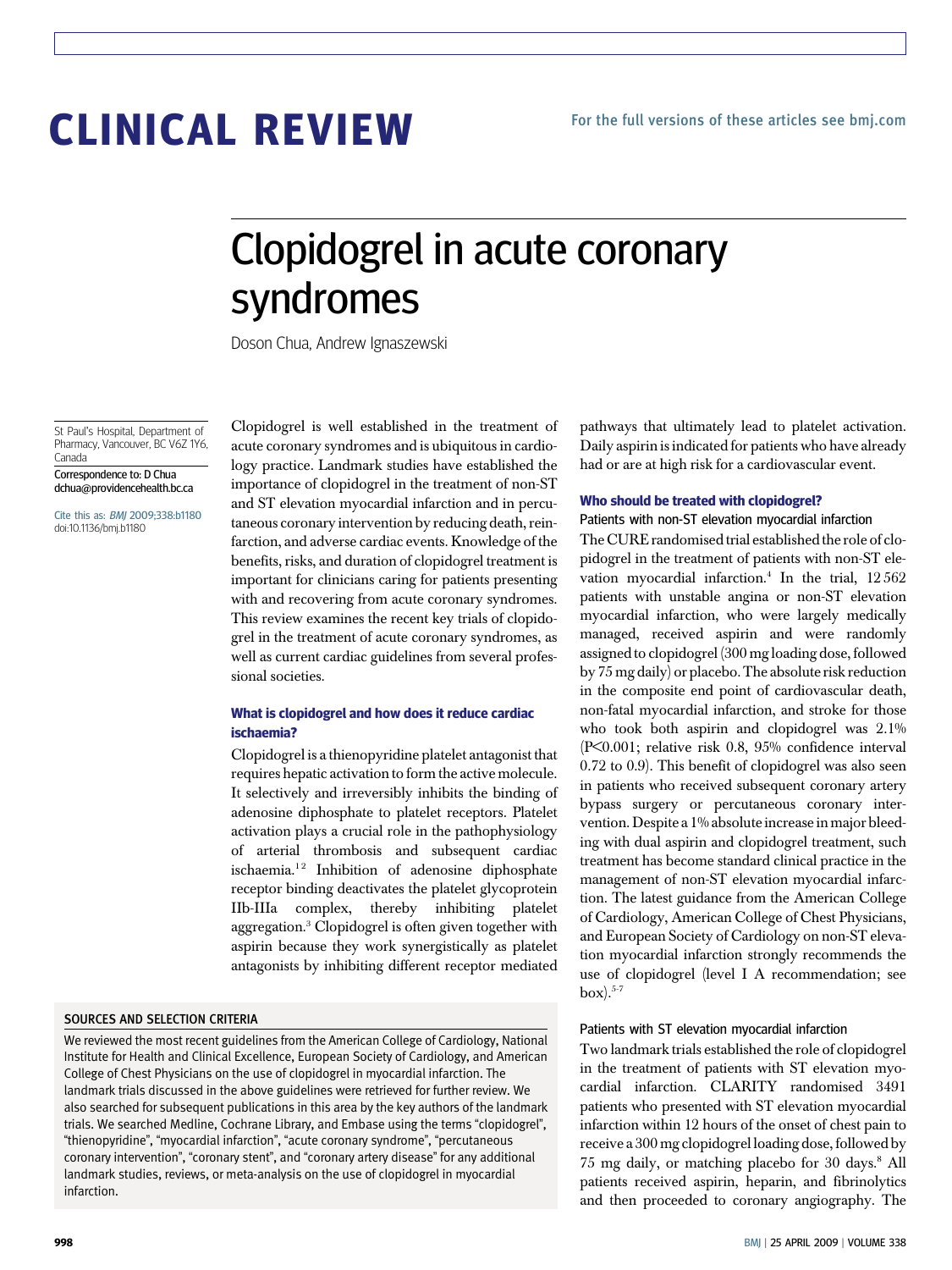# CLINICAL REVIEW

For the full versions of these articles see bmj.com

## Clopidogrel in acute coronary syndromes

Doson Chua, Andrew Ignaszewski

St Paul's Hospital, Department of Pharmacy, Vancouver, BC V6Z 1Y6, Canada

Correspondence to: D Chua dchua@providencehealth.bc.ca

Cite this as: *BMJ* 2009;338:b1180
doi:10.1136/bmj.b1180

Clopidogrel is well established in the treatment of acute coronary syndromes and is ubiquitous in cardiology practice. Landmark studies have established the importance of clopidogrel in the treatment of non-ST and ST elevation myocardial infarction and in percutaneous coronary intervention by reducing death, reinfarction, and adverse cardiac events. Knowledge of the benefits, risks, and duration of clopidogrel treatment is important for clinicians caring for patients presenting with and recovering from acute coronary syndromes. This review examines the recent key trials of clopidogrel in the treatment of acute coronary syndromes, as well as current cardiac guidelines from several professional societies.

### What is clopidogrel and how does it reduce cardiac ischaemia?

Clopidogrel is a thienopyridine platelet antagonist that requires hepatic activation to form the active molecule. It selectively and irreversibly inhibits the binding of adenosine diphosphate to platelet receptors. Platelet activation plays a crucial role in the pathophysiology of arterial thrombosis and subsequent cardiac ischaemia.[1 2] Inhibition of adenosine diphosphate receptor binding deactivates the platelet glycoprotein IIb-IIIa complex, thereby inhibiting platelet aggregation.[3] Clopidogrel is often given together with aspirin because they work synergistically as platelet antagonists by inhibiting different receptor mediated pathways that ultimately lead to platelet activation. Daily aspirin is indicated for patients who have already had or are at high risk for a cardiovascular event.

**SOURCES AND SELECTION CRITERIA**

We reviewed the most recent guidelines from the American College of Cardiology, National Institute for Health and Clinical Excellence, European Society of Cardiology, and American College of Chest Physicians on the use of clopidogrel in myocardial infarction. The landmark trials discussed in the above guidelines were retrieved for further review. We also searched for subsequent publications in this area by the key authors of the landmark trials. We searched Medline, Cochrane Library, and Embase using the terms "clopidogrel", "thienopyridine", "myocardial infarction", "acute coronary syndrome", "percutaneous coronary intervention", "coronary stent", and "coronary artery disease" for any additional landmark studies, reviews, or meta-analysis on the use of clopidogrel in myocardial infarction.

### Who should be treated with clopidogrel?

#### Patients with non-ST elevation myocardial infarction

The CURE randomised trial established the role of clopidogrel in the treatment of patients with non-ST elevation myocardial infarction.[4] In the trial, 12 562 patients with unstable angina or non-ST elevation myocardial infarction, who were largely medically managed, received aspirin and were randomly assigned to clopidogrel (300 mg loading dose, followed by 75 mg daily) or placebo. The absolute risk reduction in the composite end point of cardiovascular death, non-fatal myocardial infarction, and stroke for those who took both aspirin and clopidogrel was 2.1% ($P<0.001$; relative risk 0.8, 95% confidence interval 0.72 to 0.9). This benefit of clopidogrel was also seen in patients who received subsequent coronary artery bypass surgery or percutaneous coronary intervention. Despite a 1% absolute increase in major bleeding with dual aspirin and clopidogrel treatment, such treatment has become standard clinical practice in the management of non-ST elevation myocardial infarction. The latest guidance from the American College of Cardiology, American College of Chest Physicians, and European Society of Cardiology on non-ST elevation myocardial infarction strongly recommends the use of clopidogrel (level I A recommendation; see box).[5-7]

#### Patients with ST elevation myocardial infarction

Two landmark trials established the role of clopidogrel in the treatment of patients with ST elevation myocardial infarction. CLARITY randomised 3491 patients who presented with ST elevation myocardial infarction within 12 hours of the onset of chest pain to receive a 300 mg clopidogrel loading dose, followed by 75 mg daily, or matching placebo for 30 days.[8] All patients received aspirin, heparin, and fibrinolytics and then proceeded to coronary angiography. The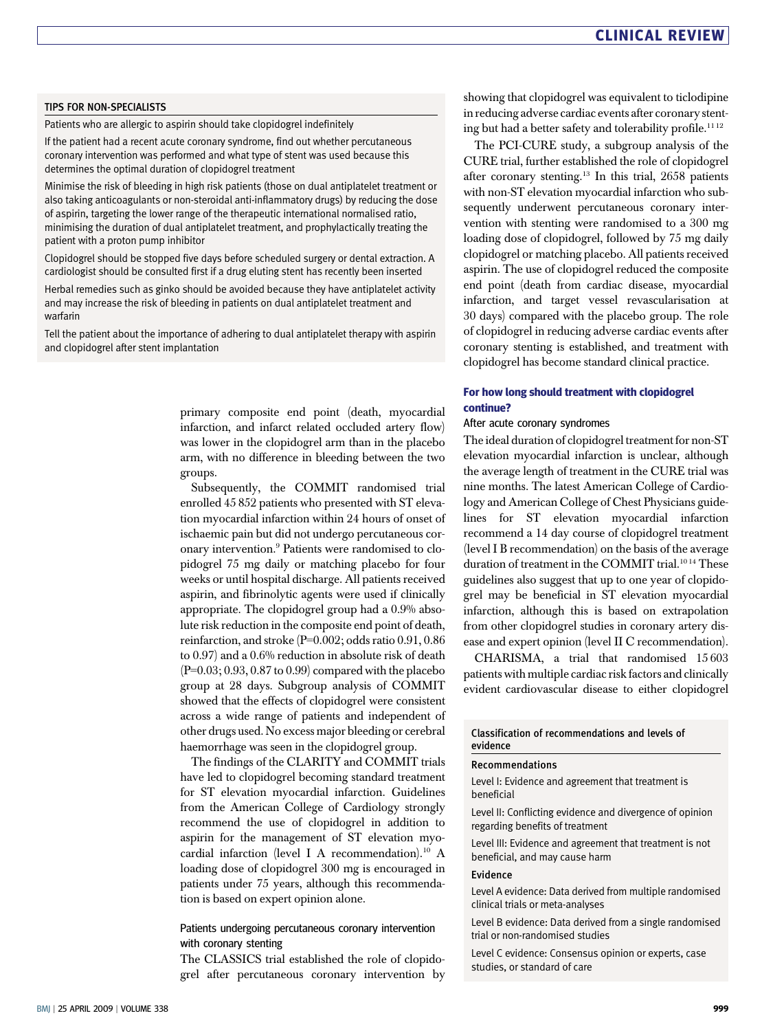### TIPS FOR NON-SPECIALISTS

Patients who are allergic to aspirin should take clopidogrel indefinitely

If the patient had a recent acute coronary syndrome, find out whether percutaneous coronary intervention was performed and what type of stent was used because this determines the optimal duration of clopidogrel treatment

Minimise the risk of bleeding in high risk patients (those on dual antiplatelet treatment or also taking anticoagulants or non-steroidal anti-inflammatory drugs) by reducing the dose of aspirin, targeting the lower range of the therapeutic international normalised ratio, minimising the duration of dual antiplatelet treatment, and prophylactically treating the patient with a proton pump inhibitor

Clopidogrel should be stopped five days before scheduled surgery or dental extraction. A cardiologist should be consulted first if a drug eluting stent has recently been inserted

Herbal remedies such as ginko should be avoided because they have antiplatelet activity and may increase the risk of bleeding in patients on dual antiplatelet treatment and warfarin

Tell the patient about the importance of adhering to dual antiplatelet therapy with aspirin and clopidogrel after stent implantation

primary composite end point (death, myocardial infarction, and infarct related occluded artery flow) was lower in the clopidogrel arm than in the placebo arm, with no difference in bleeding between the two groups.

Subsequently, the COMMIT randomised trial enrolled 45 852 patients who presented with ST elevation myocardial infarction within 24 hours of onset of ischaemic pain but did not undergo percutaneous coronary intervention.[9] Patients were randomised to clopidogrel 75 mg daily or matching placebo for four weeks or until hospital discharge. All patients received aspirin, and fibrinolytic agents were used if clinically appropriate. The clopidogrel group had a 0.9% absolute risk reduction in the composite end point of death, reinfarction, and stroke (P=0.002; odds ratio 0.91, 0.86 to 0.97) and a 0.6% reduction in absolute risk of death (P=0.03; 0.93, 0.87 to 0.99) compared with the placebo group at 28 days. Subgroup analysis of COMMIT showed that the effects of clopidogrel were consistent across a wide range of patients and independent of other drugs used. No excess major bleeding or cerebral haemorrhage was seen in the clopidogrel group.

The findings of the CLARITY and COMMIT trials have led to clopidogrel becoming standard treatment for ST elevation myocardial infarction. Guidelines from the American College of Cardiology strongly recommend the use of clopidogrel in addition to aspirin for the management of ST elevation myocardial infarction (level I A recommendation).[10] A loading dose of clopidogrel 300 mg is encouraged in patients under 75 years, although this recommendation is based on expert opinion alone.

#### Patients undergoing percutaneous coronary intervention with coronary stenting

The CLASSICS trial established the role of clopidogrel after percutaneous coronary intervention by showing that clopidogrel was equivalent to ticlodipine in reducing adverse cardiac events after coronary stenting but had a better safety and tolerability profile.[11,12]

The PCI-CURE study, a subgroup analysis of the CURE trial, further established the role of clopidogrel after coronary stenting.[13] In this trial, 2658 patients with non-ST elevation myocardial infarction who subsequently underwent percutaneous coronary intervention with stenting were randomised to a 300 mg loading dose of clopidogrel, followed by 75 mg daily clopidogrel or matching placebo. All patients received aspirin. The use of clopidogrel reduced the composite end point (death from cardiac disease, myocardial infarction, and target vessel revascularisation at 30 days) compared with the placebo group. The role of clopidogrel in reducing adverse cardiac events after coronary stenting is established, and treatment with clopidogrel has become standard clinical practice.

## For how long should treatment with clopidogrel continue?

#### After acute coronary syndromes

The ideal duration of clopidogrel treatment for non-ST elevation myocardial infarction is unclear, although the average length of treatment in the CURE trial was nine months. The latest American College of Cardiology and American College of Chest Physicians guidelines for ST elevation myocardial infarction recommend a 14 day course of clopidogrel treatment (level I B recommendation) on the basis of the average duration of treatment in the COMMIT trial.[10,14] These guidelines also suggest that up to one year of clopidogrel may be beneficial in ST elevation myocardial infarction, although this is based on extrapolation from other clopidogrel studies in coronary artery disease and expert opinion (level II C recommendation).

CHARISMA, a trial that randomised 15 603 patients with multiple cardiac risk factors and clinically evident cardiovascular disease to either clopidogrel

### Classification of recommendations and levels of evidence

**Recommendations**

Level I: Evidence and agreement that treatment is beneficial

Level II: Conflicting evidence and divergence of opinion regarding benefits of treatment

Level III: Evidence and agreement that treatment is not beneficial, and may cause harm

**Evidence**

Level A evidence: Data derived from multiple randomised clinical trials or meta-analyses

Level B evidence: Data derived from a single randomised trial or non-randomised studies

Level C evidence: Consensus opinion or experts, case studies, or standard of care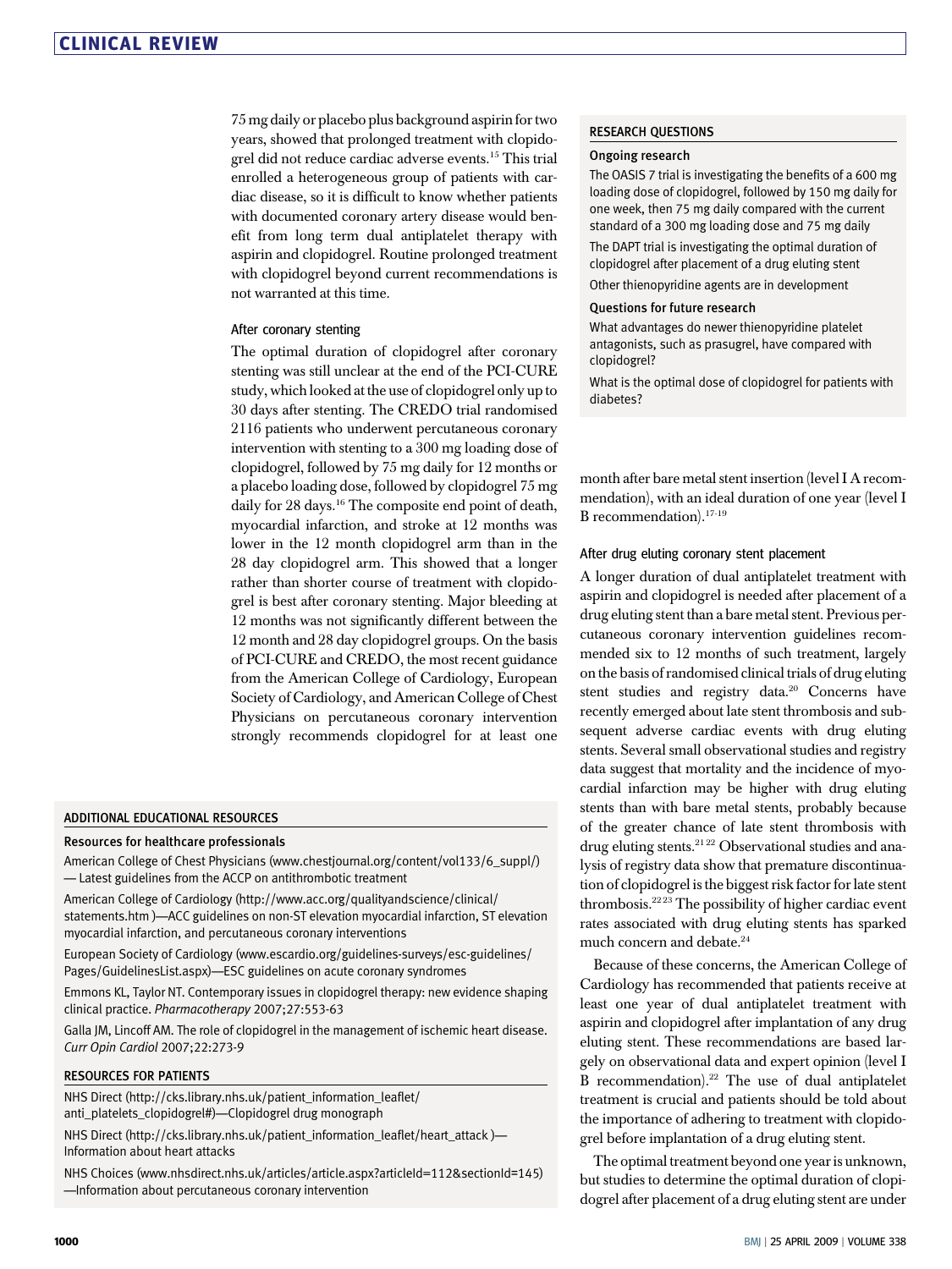75 mg daily or placebo plus background aspirin for two years, showed that prolonged treatment with clopidogrel did not reduce cardiac adverse events.[15] This trial enrolled a heterogeneous group of patients with cardiac disease, so it is difficult to know whether patients with documented coronary artery disease would benefit from long term dual antiplatelet therapy with aspirin and clopidogrel. Routine prolonged treatment with clopidogrel beyond current recommendations is not warranted at this time.

### After coronary stenting

The optimal duration of clopidogrel after coronary stenting was still unclear at the end of the PCI-CURE study, which looked at the use of clopidogrel only up to 30 days after stenting. The CREDO trial randomised 2116 patients who underwent percutaneous coronary intervention with stenting to a 300 mg loading dose of clopidogrel, followed by 75 mg daily for 12 months or a placebo loading dose, followed by clopidogrel 75 mg daily for 28 days.[16] The composite end point of death, myocardial infarction, and stroke at 12 months was lower in the 12 month clopidogrel arm than in the 28 day clopidogrel arm. This showed that a longer rather than shorter course of treatment with clopidogrel is best after coronary stenting. Major bleeding at 12 months was not significantly different between the 12 month and 28 day clopidogrel groups. On the basis of PCI-CURE and CREDO, the most recent guidance from the American College of Cardiology, European Society of Cardiology, and American College of Chest Physicians on percutaneous coronary intervention strongly recommends clopidogrel for at least one month after bare metal stent insertion (level I A recommendation), with an ideal duration of one year (level I B recommendation).[17-19]

### After drug eluting coronary stent placement

A longer duration of dual antiplatelet treatment with aspirin and clopidogrel is needed after placement of a drug eluting stent than a bare metal stent. Previous percutaneous coronary intervention guidelines recommended six to 12 months of such treatment, largely on the basis of randomised clinical trials of drug eluting stent studies and registry data.[20] Concerns have recently emerged about late stent thrombosis and subsequent adverse cardiac events with drug eluting stents. Several small observational studies and registry data suggest that mortality and the incidence of myocardial infarction may be higher with drug eluting stents than with bare metal stents, probably because of the greater chance of late stent thrombosis with drug eluting stents.[21,22] Observational studies and analysis of registry data show that premature discontinuation of clopidogrel is the biggest risk factor for late stent thrombosis.[22,23] The possibility of higher cardiac event rates associated with drug eluting stents has sparked much concern and debate.[24]

Because of these concerns, the American College of Cardiology has recommended that patients receive at least one year of dual antiplatelet treatment with aspirin and clopidogrel after implantation of any drug eluting stent. These recommendations are based largely on observational data and expert opinion (level I B recommendation).[22] The use of dual antiplatelet treatment is crucial and patients should be told about the importance of adhering to treatment with clopidogrel before implantation of a drug eluting stent.

The optimal treatment beyond one year is unknown, but studies to determine the optimal duration of clopidogrel after placement of a drug eluting stent are under

---

#### RESEARCH QUESTIONS

**Ongoing research**

The OASIS 7 trial is investigating the benefits of a 600 mg loading dose of clopidogrel, followed by 150 mg daily for one week, then 75 mg daily compared with the current standard of a 300 mg loading dose and 75 mg daily

The DAPT trial is investigating the optimal duration of clopidogrel after placement of a drug eluting stent

Other thienopyridine agents are in development

**Questions for future research**

What advantages do newer thienopyridine platelet antagonists, such as prasugrel, have compared with clopidogrel?

What is the optimal dose of clopidogrel for patients with diabetes?

---

#### ADDITIONAL EDUCATIONAL RESOURCES

**Resources for healthcare professionals**

American College of Chest Physicians (www.chestjournal.org/content/vol133/6_suppl/) — Latest guidelines from the ACCP on antithrombotic treatment

American College of Cardiology (http://www.acc.org/qualityandscience/clinical/statements.htm )—ACC guidelines on non-ST elevation myocardial infarction, ST elevation myocardial infarction, and percutaneous coronary interventions

European Society of Cardiology (www.escardio.org/guidelines-surveys/esc-guidelines/Pages/GuidelinesList.aspx)—ESC guidelines on acute coronary syndromes

Emmons KL, Taylor NT. Contemporary issues in clopidogrel therapy: new evidence shaping clinical practice. *Pharmacotherapy* 2007;27:553-63

Galla JM, Lincoff AM. The role of clopidogrel in the management of ischemic heart disease. *Curr Opin Cardiol* 2007;22:273-9

#### RESOURCES FOR PATIENTS

NHS Direct (http://cks.library.nhs.uk/patient_information_leaflet/anti_platelets_clopidogrel#)—Clopidogrel drug monograph

NHS Direct (http://cks.library.nhs.uk/patient_information_leaflet/heart_attack )—Information about heart attacks

NHS Choices (www.nhsdirect.nhs.uk/articles/article.aspx?articleId=112&sectionId=145) —Information about percutaneous coronary intervention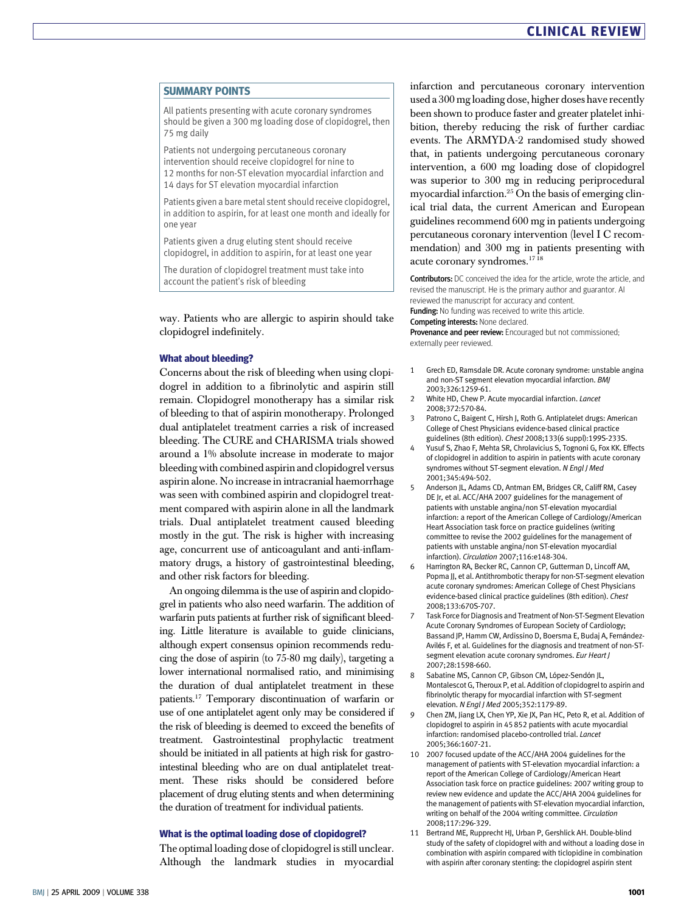## SUMMARY POINTS

All patients presenting with acute coronary syndromes should be given a 300 mg loading dose of clopidogrel, then 75 mg daily

Patients not undergoing percutaneous coronary intervention should receive clopidogrel for nine to 12 months for non-ST elevation myocardial infarction and 14 days for ST elevation myocardial infarction

Patients given a bare metal stent should receive clopidogrel, in addition to aspirin, for at least one month and ideally for one year

Patients given a drug eluting stent should receive clopidogrel, in addition to aspirin, for at least one year

The duration of clopidogrel treatment must take into account the patient's risk of bleeding

way. Patients who are allergic to aspirin should take clopidogrel indefinitely.

### What about bleeding?

Concerns about the risk of bleeding when using clopidogrel in addition to a fibrinolytic and aspirin still remain. Clopidogrel monotherapy has a similar risk of bleeding to that of aspirin monotherapy. Prolonged dual antiplatelet treatment carries a risk of increased bleeding. The CURE and CHARISMA trials showed around a 1% absolute increase in moderate to major bleeding with combined aspirin and clopidogrel versus aspirin alone. No increase in intracranial haemorrhage was seen with combined aspirin and clopidogrel treatment compared with aspirin alone in all the landmark trials. Dual antiplatelet treatment caused bleeding mostly in the gut. The risk is higher with increasing age, concurrent use of anticoagulant and anti-inflammatory drugs, a history of gastrointestinal bleeding, and other risk factors for bleeding.

An ongoing dilemma is the use of aspirin and clopidogrel in patients who also need warfarin. The addition of warfarin puts patients at further risk of significant bleeding. Little literature is available to guide clinicians, although expert consensus opinion recommends reducing the dose of aspirin (to 75-80 mg daily), targeting a lower international normalised ratio, and minimising the duration of dual antiplatelet treatment in these patients.[17] Temporary discontinuation of warfarin or use of one antiplatelet agent only may be considered if the risk of bleeding is deemed to exceed the benefits of treatment. Gastrointestinal prophylactic treatment should be initiated in all patients at high risk for gastrointestinal bleeding who are on dual antiplatelet treatment. These risks should be considered before placement of drug eluting stents and when determining the duration of treatment for individual patients.

### What is the optimal loading dose of clopidogrel?

The optimal loading dose of clopidogrel is still unclear. Although the landmark studies in myocardial infarction and percutaneous coronary intervention used a 300 mg loading dose, higher doses have recently been shown to produce faster and greater platelet inhibition, thereby reducing the risk of further cardiac events. The ARMYDA-2 randomised study showed that, in patients undergoing percutaneous coronary intervention, a 600 mg loading dose of clopidogrel was superior to 300 mg in reducing periprocedural myocardial infarction.[25] On the basis of emerging clinical trial data, the current American and European guidelines recommend 600 mg in patients undergoing percutaneous coronary intervention (level I C recommendation) and 300 mg in patients presenting with acute coronary syndromes.[17 18]

**Contributors:** DC conceived the idea for the article, wrote the article, and revised the manuscript. He is the primary author and guarantor. AI reviewed the manuscript for accuracy and content.

**Funding:** No funding was received to write this article.

**Competing interests:** None declared.

**Provenance and peer review:** Encouraged but not commissioned; externally peer reviewed.

1. Grech ED, Ramsdale DR. Acute coronary syndrome: unstable angina and non-ST segment elevation myocardial infarction. *BMJ* 2003;326:1259-61.
2. White HD, Chew P. Acute myocardial infarction. *Lancet* 2008;372:570-84.
3. Patrono C, Baigent C, Hirsh J, Roth G. Antiplatelet drugs: American College of Chest Physicians evidence-based clinical practice guidelines (8th edition). *Chest* 2008;133(6 suppl):199S-233S.
4. Yusuf S, Zhao F, Mehta SR, Chrolavicius S, Tognoni G, Fox KK. Effects of clopidogrel in addition to aspirin in patients with acute coronary syndromes without ST-segment elevation. *N Engl J Med* 2001;345:494-502.
5. Anderson JL, Adams CD, Antman EM, Bridges CR, Califf RM, Casey DE Jr, et al. ACC/AHA 2007 guidelines for the management of patients with unstable angina/non ST-elevation myocardial infarction: a report of the American College of Cardiology/American Heart Association task force on practice guidelines (writing committee to revise the 2002 guidelines for the management of patients with unstable angina/non ST-elevation myocardial infarction). *Circulation* 2007;116:e148-304.
6. Harrington RA, Becker RC, Cannon CP, Gutterman D, Lincoff AM, Popma JJ, et al. Antithrombotic therapy for non-ST-segment elevation acute coronary syndromes: American College of Chest Physicians evidence-based clinical practice guidelines (8th edition). *Chest* 2008;133:670S-707.
7. Task Force for Diagnosis and Treatment of Non-ST-Segment Elevation Acute Coronary Syndromes of European Society of Cardiology; Bassand JP, Hamm CW, Ardissino D, Boersma E, Budaj A, Fernández-Avilés F, et al. Guidelines for the diagnosis and treatment of non-ST-segment elevation acute coronary syndromes. *Eur Heart J* 2007;28:1598-660.
8. Sabatine MS, Cannon CP, Gibson CM, López-Sendón JL, Montalescot G, Theroux P, et al. Addition of clopidogrel to aspirin and fibrinolytic therapy for myocardial infarction with ST-segment elevation. *N Engl J Med* 2005;352:1179-89.
9. Chen ZM, Jiang LX, Chen YP, Xie JX, Pan HC, Peto R, et al. Addition of clopidogrel to aspirin in 45 852 patients with acute myocardial infarction: randomised placebo-controlled trial. *Lancet* 2005;366:1607-21.
10. 2007 focused update of the ACC/AHA 2004 guidelines for the management of patients with ST-elevation myocardial infarction: a report of the American College of Cardiology/American Heart Association task force on practice guidelines: 2007 writing group to review new evidence and update the ACC/AHA 2004 guidelines for the management of patients with ST-elevation myocardial infarction, writing on behalf of the 2004 writing committee. *Circulation* 2008;117:296-329.
11. Bertrand ME, Rupprecht HJ, Urban P, Gershlick AH. Double-blind study of the safety of clopidogrel with and without a loading dose in combination with aspirin compared with ticlopidine in combination with aspirin after coronary stenting: the clopidogrel aspirin stent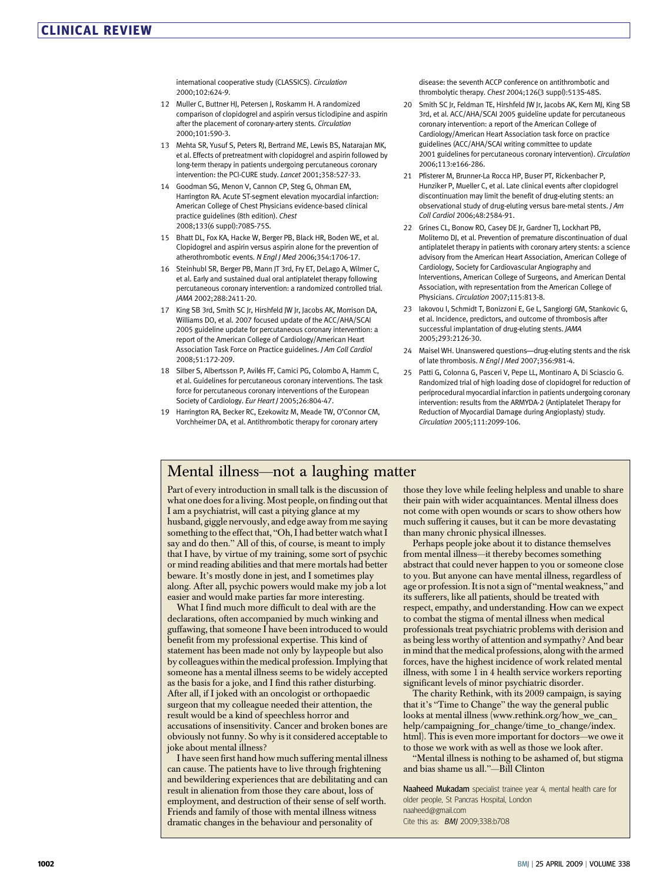international cooperative study (CLASSICS). *Circulation* 2000;102:624-9.

12 Muller C, Buttner HJ, Petersen J, Roskamm H. A randomized comparison of clopidogrel and aspirin versus ticlodipine and aspirin after the placement of coronary-artery stents. *Circulation* 2000;101:590-3.

13 Mehta SR, Yusuf S, Peters RJ, Bertrand ME, Lewis BS, Natarajan MK, et al. Effects of pretreatment with clopidogrel and aspirin followed by long-term therapy in patients undergoing percutaneous coronary intervention: the PCI-CURE study. *Lancet* 2001;358:527-33.

14 Goodman SG, Menon V, Cannon CP, Steg G, Ohman EM, Harrington RA. Acute ST-segment elevation myocardial infarction: American College of Chest Physicians evidence-based clinical practice guidelines (8th edition). *Chest* 2008;133(6 suppl):708S-75S.

15 Bhatt DL, Fox KA, Hacke W, Berger PB, Black HR, Boden WE, et al. Clopidogrel and aspirin versus aspirin alone for the prevention of atherothrombotic events. *N Engl J Med* 2006;354:1706-17.

16 Steinhubl SR, Berger PB, Mann JT 3rd, Fry ET, DeLago A, Wilmer C, et al. Early and sustained dual oral antiplatelet therapy following percutaneous coronary intervention: a randomized controlled trial. *JAMA* 2002;288:2411-20.

17 King SB 3rd, Smith SC Jr, Hirshfeld JW Jr, Jacobs AK, Morrison DA, Williams DO, et al. 2007 focused update of the ACC/AHA/SCAI 2005 guideline update for percutaneous coronary intervention: a report of the American College of Cardiology/American Heart Association Task Force on Practice guidelines. *J Am Coll Cardiol* 2008;51:172-209.

18 Silber S, Albertsson P, Avilés FF, Camici PG, Colombo A, Hamm C, et al. Guidelines for percutaneous coronary interventions. The task force for percutaneous coronary interventions of the European Society of Cardiology. *Eur Heart J* 2005;26:804-47.

19 Harrington RA, Becker RC, Ezekowitz M, Meade TW, O'Connor CM, Vorchheimer DA, et al. Antithrombotic therapy for coronary artery disease: the seventh ACCP conference on antithrombotic and thrombolytic therapy. *Chest* 2004;126(3 suppl):513S-48S.

20 Smith SC Jr, Feldman TE, Hirshfeld JW Jr, Jacobs AK, Kern MJ, King SB 3rd, et al. ACC/AHA/SCAI 2005 guideline update for percutaneous coronary intervention: a report of the American College of Cardiology/American Heart Association task force on practice guidelines (ACC/AHA/SCAI writing committee to update 2001 guidelines for percutaneous coronary intervention). *Circulation* 2006;113:e166-286.

21 Pfisterer M, Brunner-La Rocca HP, Buser PT, Rickenbacher P, Hunziker P, Mueller C, et al. Late clinical events after clopidogrel discontinuation may limit the benefit of drug-eluting stents: an observational study of drug-eluting versus bare-metal stents. *J Am Coll Cardiol* 2006;48:2584-91.

22 Grines CL, Bonow RO, Casey DE Jr, Gardner TJ, Lockhart PB, Moliterno DJ, et al. Prevention of premature discontinuation of dual antiplatelet therapy in patients with coronary artery stents: a science advisory from the American Heart Association, American College of Cardiology, Society for Cardiovascular Angiography and Interventions, American College of Surgeons, and American Dental Association, with representation from the American College of Physicians. *Circulation* 2007;115:813-8.

23 Iakovou I, Schmidt T, Bonizzoni E, Ge L, Sangiorgi GM, Stankovic G, et al. Incidence, predictors, and outcome of thrombosis after successful implantation of drug-eluting stents. *JAMA* 2005;293:2126-30.

24 Maisel WH. Unanswered questions—drug-eluting stents and the risk of late thrombosis. *N Engl J Med* 2007;356:981-4.

25 Patti G, Colonna G, Pasceri V, Pepe LL, Montinaro A, Di Sciascio G. Randomized trial of high loading dose of clopidogrel for reduction of periprocedural myocardial infarction in patients undergoing coronary intervention: results from the ARMYDA-2 (Antiplatelet Therapy for Reduction of Myocardial Damage during Angioplasty) study. *Circulation* 2005;111:2099-106.

## Mental illness—not a laughing matter

Part of every introduction in small talk is the discussion of what one does for a living. Most people, on finding out that I am a psychiatrist, will cast a pitying glance at my husband, giggle nervously, and edge away from me saying something to the effect that, "Oh, I had better watch what I say and do then." All of this, of course, is meant to imply that I have, by virtue of my training, some sort of psychic or mind reading abilities and that mere mortals had better beware. It's mostly done in jest, and I sometimes play along. After all, psychic powers would make my job a lot easier and would make parties far more interesting.

What I find much more difficult to deal with are the declarations, often accompanied by much winking and guffawing, that someone I have been introduced to would benefit from my professional expertise. This kind of statement has been made not only by laypeople but also by colleagues within the medical profession. Implying that someone has a mental illness seems to be widely accepted as the basis for a joke, and I find this rather disturbing. After all, if I joked with an oncologist or orthopaedic surgeon that my colleague needed their attention, the result would be a kind of speechless horror and accusations of insensitivity. Cancer and broken bones are obviously not funny. So why is it considered acceptable to joke about mental illness?

I have seen first hand how much suffering mental illness can cause. The patients have to live through frightening and bewildering experiences that are debilitating and can result in alienation from those they care about, loss of employment, and destruction of their sense of self worth. Friends and family of those with mental illness witness dramatic changes in the behaviour and personality of those they love while feeling helpless and unable to share their pain with wider acquaintances. Mental illness does not come with open wounds or scars to show others how much suffering it causes, but it can be more devastating than many chronic physical illnesses.

Perhaps people joke about it to distance themselves from mental illness—it thereby becomes something abstract that could never happen to you or someone close to you. But anyone can have mental illness, regardless of age or profession. It is not a sign of "mental weakness," and its sufferers, like all patients, should be treated with respect, empathy, and understanding. How can we expect to combat the stigma of mental illness when medical professionals treat psychiatric problems with derision and as being less worthy of attention and sympathy? And bear in mind that the medical professions, along with the armed forces, have the highest incidence of work related mental illness, with some 1 in 4 health service workers reporting significant levels of minor psychiatric disorder.

The charity Rethink, with its 2009 campaign, is saying that it's "Time to Change" the way the general public looks at mental illness (www.rethink.org/how_we_can_help/campaigning_for_change/time_to_change/index.html). This is even more important for doctors—we owe it to those we work with as well as those we look after.

"Mental illness is nothing to be ashamed of, but stigma and bias shame us all."—Bill Clinton

**Naaheed Mukadam** specialist trainee year 4, mental health care for older people, St Pancras Hospital, London
naaheed@gmail.com
Cite this as: *BMJ* 2009;338:b708